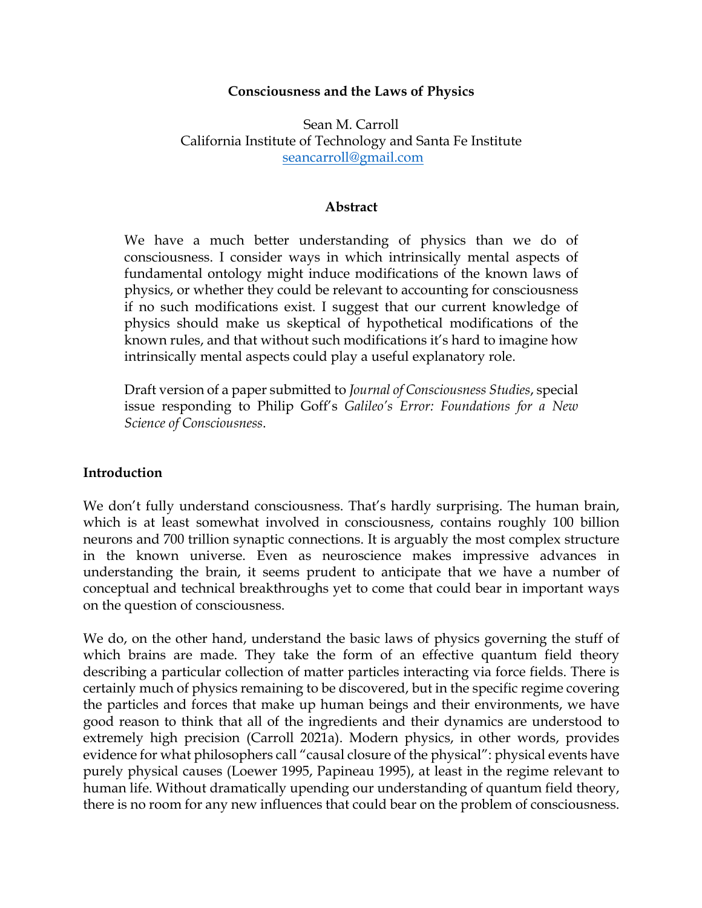# Consciousness and the Laws of Physics

Sean M. Carroll
California Institute of Technology and Santa Fe Institute
seancarroll@gmail.com

## Abstract

We have a much better understanding of physics than we do of consciousness. I consider ways in which intrinsically mental aspects of fundamental ontology might induce modifications of the known laws of physics, or whether they could be relevant to accounting for consciousness if no such modifications exist. I suggest that our current knowledge of physics should make us skeptical of hypothetical modifications of the known rules, and that without such modifications it's hard to imagine how intrinsically mental aspects could play a useful explanatory role.

Draft version of a paper submitted to *Journal of Consciousness Studies*, special issue responding to Philip Goff's *Galileo's Error: Foundations for a New Science of Consciousness*.

## Introduction

We don't fully understand consciousness. That's hardly surprising. The human brain, which is at least somewhat involved in consciousness, contains roughly 100 billion neurons and 700 trillion synaptic connections. It is arguably the most complex structure in the known universe. Even as neuroscience makes impressive advances in understanding the brain, it seems prudent to anticipate that we have a number of conceptual and technical breakthroughs yet to come that could bear in important ways on the question of consciousness.

We do, on the other hand, understand the basic laws of physics governing the stuff of which brains are made. They take the form of an effective quantum field theory describing a particular collection of matter particles interacting via force fields. There is certainly much of physics remaining to be discovered, but in the specific regime covering the particles and forces that make up human beings and their environments, we have good reason to think that all of the ingredients and their dynamics are understood to extremely high precision (Carroll 2021a). Modern physics, in other words, provides evidence for what philosophers call "causal closure of the physical": physical events have purely physical causes (Loewer 1995, Papineau 1995), at least in the regime relevant to human life. Without dramatically upending our understanding of quantum field theory, there is no room for any new influences that could bear on the problem of consciousness.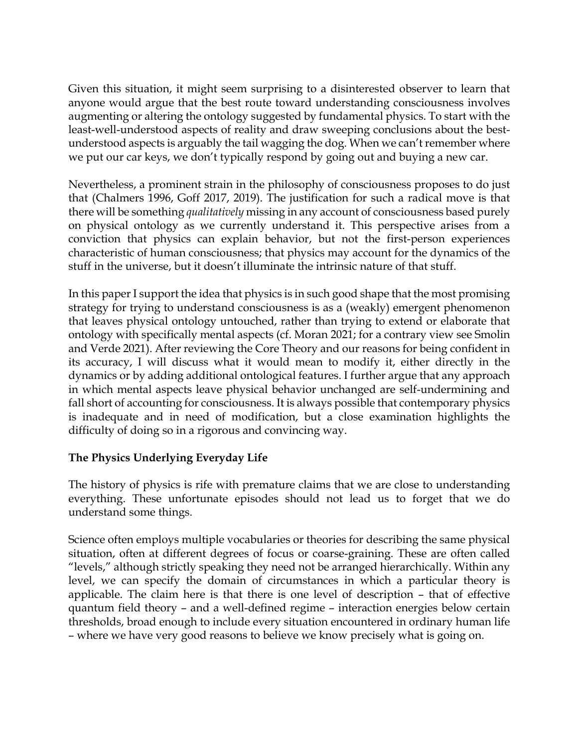Given this situation, it might seem surprising to a disinterested observer to learn that anyone would argue that the best route toward understanding consciousness involves augmenting or altering the ontology suggested by fundamental physics. To start with the least-well-understood aspects of reality and draw sweeping conclusions about the best-understood aspects is arguably the tail wagging the dog. When we can't remember where we put our car keys, we don't typically respond by going out and buying a new car.

Nevertheless, a prominent strain in the philosophy of consciousness proposes to do just that (Chalmers 1996, Goff 2017, 2019). The justification for such a radical move is that there will be something *qualitatively* missing in any account of consciousness based purely on physical ontology as we currently understand it. This perspective arises from a conviction that physics can explain behavior, but not the first-person experiences characteristic of human consciousness; that physics may account for the dynamics of the stuff in the universe, but it doesn't illuminate the intrinsic nature of that stuff.

In this paper I support the idea that physics is in such good shape that the most promising strategy for trying to understand consciousness is as a (weakly) emergent phenomenon that leaves physical ontology untouched, rather than trying to extend or elaborate that ontology with specifically mental aspects (cf. Moran 2021; for a contrary view see Smolin and Verde 2021). After reviewing the Core Theory and our reasons for being confident in its accuracy, I will discuss what it would mean to modify it, either directly in the dynamics or by adding additional ontological features. I further argue that any approach in which mental aspects leave physical behavior unchanged are self-undermining and fall short of accounting for consciousness. It is always possible that contemporary physics is inadequate and in need of modification, but a close examination highlights the difficulty of doing so in a rigorous and convincing way.

## The Physics Underlying Everyday Life

The history of physics is rife with premature claims that we are close to understanding everything. These unfortunate episodes should not lead us to forget that we do understand some things.

Science often employs multiple vocabularies or theories for describing the same physical situation, often at different degrees of focus or coarse-graining. These are often called "levels," although strictly speaking they need not be arranged hierarchically. Within any level, we can specify the domain of circumstances in which a particular theory is applicable. The claim here is that there is one level of description – that of effective quantum field theory – and a well-defined regime – interaction energies below certain thresholds, broad enough to include every situation encountered in ordinary human life – where we have very good reasons to believe we know precisely what is going on.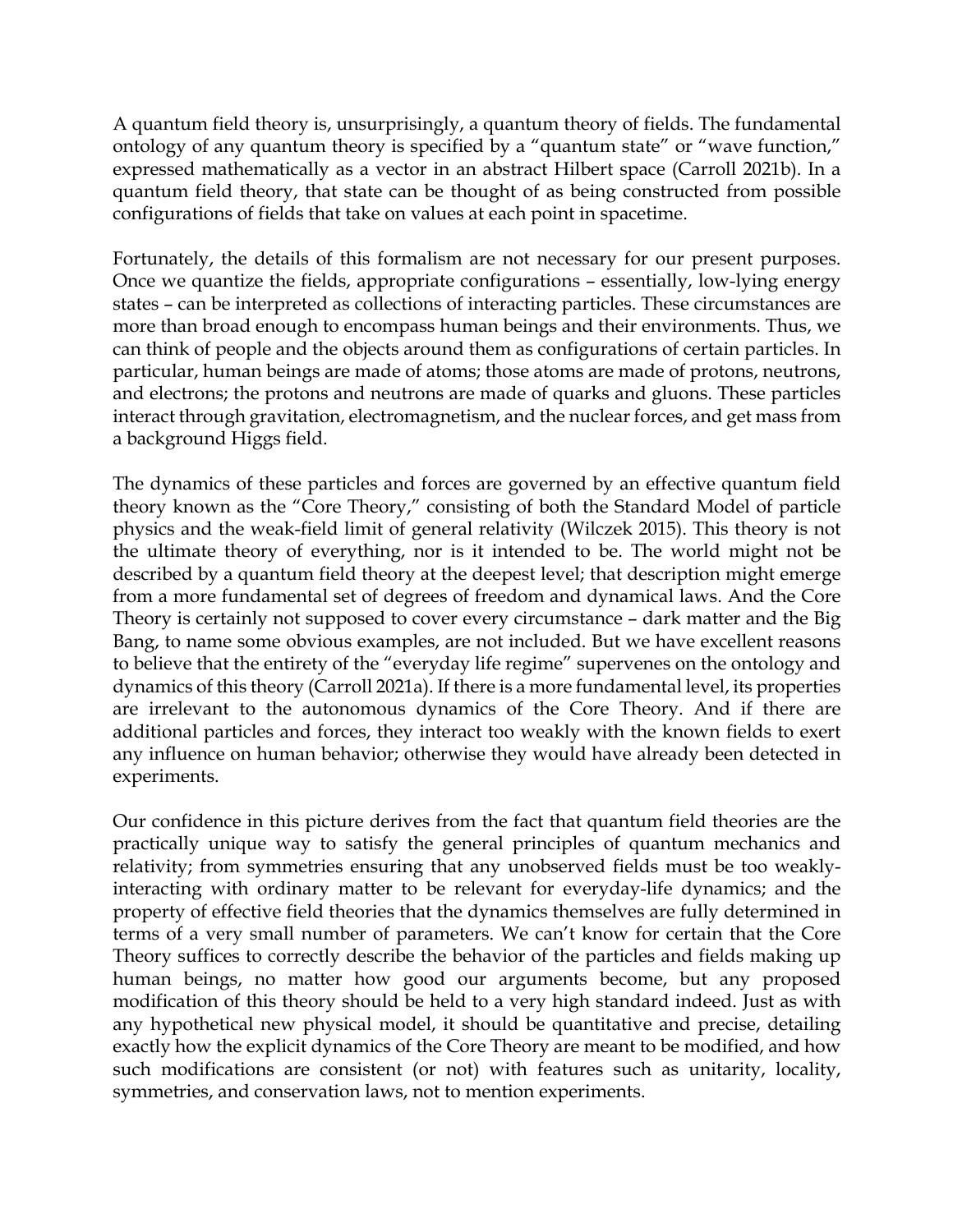A quantum field theory is, unsurprisingly, a quantum theory of fields. The fundamental ontology of any quantum theory is specified by a "quantum state" or "wave function," expressed mathematically as a vector in an abstract Hilbert space (Carroll 2021b). In a quantum field theory, that state can be thought of as being constructed from possible configurations of fields that take on values at each point in spacetime.

Fortunately, the details of this formalism are not necessary for our present purposes. Once we quantize the fields, appropriate configurations – essentially, low-lying energy states – can be interpreted as collections of interacting particles. These circumstances are more than broad enough to encompass human beings and their environments. Thus, we can think of people and the objects around them as configurations of certain particles. In particular, human beings are made of atoms; those atoms are made of protons, neutrons, and electrons; the protons and neutrons are made of quarks and gluons. These particles interact through gravitation, electromagnetism, and the nuclear forces, and get mass from a background Higgs field.

The dynamics of these particles and forces are governed by an effective quantum field theory known as the "Core Theory," consisting of both the Standard Model of particle physics and the weak-field limit of general relativity (Wilczek 2015). This theory is not the ultimate theory of everything, nor is it intended to be. The world might not be described by a quantum field theory at the deepest level; that description might emerge from a more fundamental set of degrees of freedom and dynamical laws. And the Core Theory is certainly not supposed to cover every circumstance – dark matter and the Big Bang, to name some obvious examples, are not included. But we have excellent reasons to believe that the entirety of the "everyday life regime" supervenes on the ontology and dynamics of this theory (Carroll 2021a). If there is a more fundamental level, its properties are irrelevant to the autonomous dynamics of the Core Theory. And if there are additional particles and forces, they interact too weakly with the known fields to exert any influence on human behavior; otherwise they would have already been detected in experiments.

Our confidence in this picture derives from the fact that quantum field theories are the practically unique way to satisfy the general principles of quantum mechanics and relativity; from symmetries ensuring that any unobserved fields must be too weakly-interacting with ordinary matter to be relevant for everyday-life dynamics; and the property of effective field theories that the dynamics themselves are fully determined in terms of a very small number of parameters. We can't know for certain that the Core Theory suffices to correctly describe the behavior of the particles and fields making up human beings, no matter how good our arguments become, but any proposed modification of this theory should be held to a very high standard indeed. Just as with any hypothetical new physical model, it should be quantitative and precise, detailing exactly how the explicit dynamics of the Core Theory are meant to be modified, and how such modifications are consistent (or not) with features such as unitarity, locality, symmetries, and conservation laws, not to mention experiments.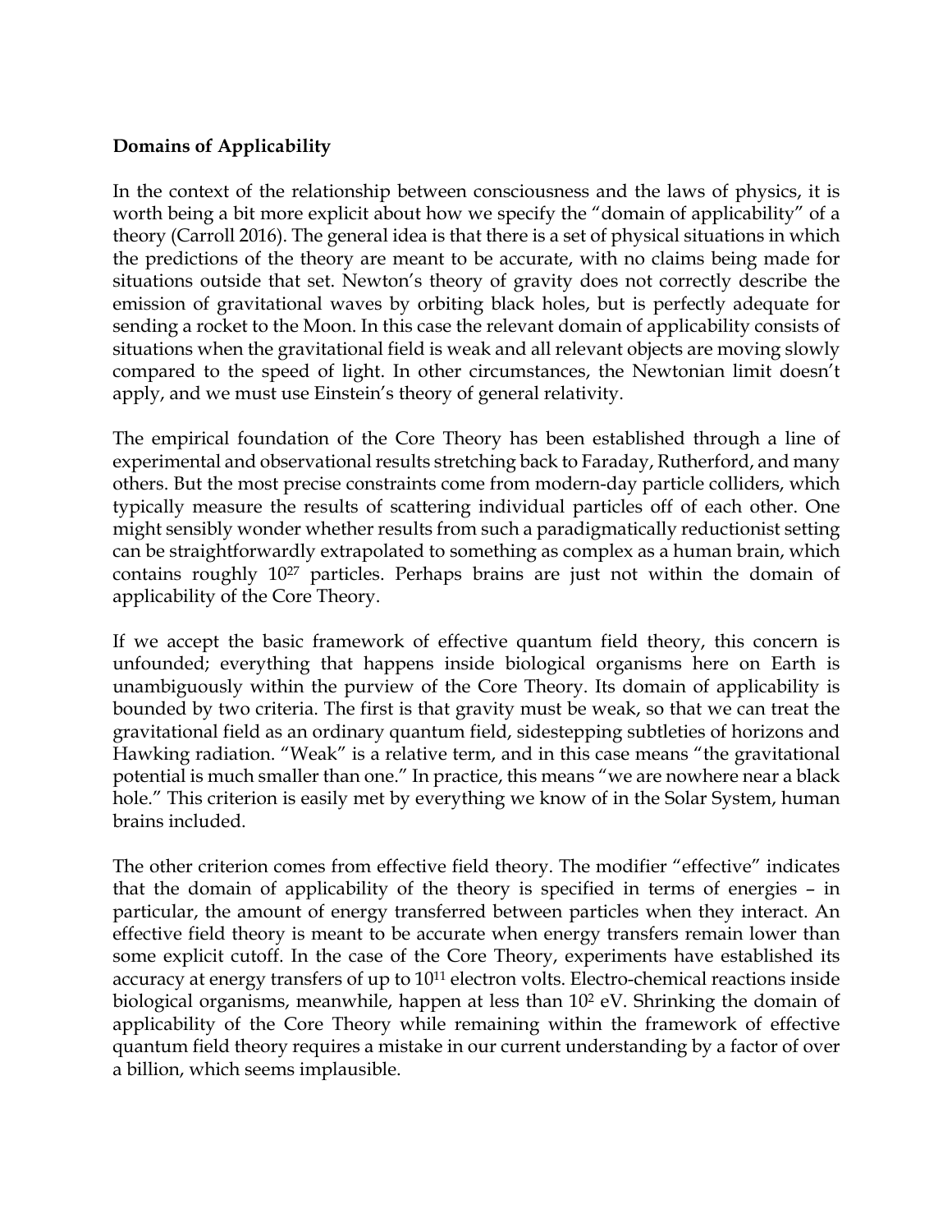**Domains of Applicability**

In the context of the relationship between consciousness and the laws of physics, it is worth being a bit more explicit about how we specify the "domain of applicability" of a theory (Carroll 2016). The general idea is that there is a set of physical situations in which the predictions of the theory are meant to be accurate, with no claims being made for situations outside that set. Newton's theory of gravity does not correctly describe the emission of gravitational waves by orbiting black holes, but is perfectly adequate for sending a rocket to the Moon. In this case the relevant domain of applicability consists of situations when the gravitational field is weak and all relevant objects are moving slowly compared to the speed of light. In other circumstances, the Newtonian limit doesn't apply, and we must use Einstein's theory of general relativity.

The empirical foundation of the Core Theory has been established through a line of experimental and observational results stretching back to Faraday, Rutherford, and many others. But the most precise constraints come from modern-day particle colliders, which typically measure the results of scattering individual particles off of each other. One might sensibly wonder whether results from such a paradigmatically reductionist setting can be straightforwardly extrapolated to something as complex as a human brain, which contains roughly $10^{27}$ particles. Perhaps brains are just not within the domain of applicability of the Core Theory.

If we accept the basic framework of effective quantum field theory, this concern is unfounded; everything that happens inside biological organisms here on Earth is unambiguously within the purview of the Core Theory. Its domain of applicability is bounded by two criteria. The first is that gravity must be weak, so that we can treat the gravitational field as an ordinary quantum field, sidestepping subtleties of horizons and Hawking radiation. "Weak" is a relative term, and in this case means "the gravitational potential is much smaller than one." In practice, this means "we are nowhere near a black hole." This criterion is easily met by everything we know of in the Solar System, human brains included.

The other criterion comes from effective field theory. The modifier "effective" indicates that the domain of applicability of the theory is specified in terms of energies – in particular, the amount of energy transferred between particles when they interact. An effective field theory is meant to be accurate when energy transfers remain lower than some explicit cutoff. In the case of the Core Theory, experiments have established its accuracy at energy transfers of up to $10^{11}$ electron volts. Electro-chemical reactions inside biological organisms, meanwhile, happen at less than $10^{2}$ eV. Shrinking the domain of applicability of the Core Theory while remaining within the framework of effective quantum field theory requires a mistake in our current understanding by a factor of over a billion, which seems implausible.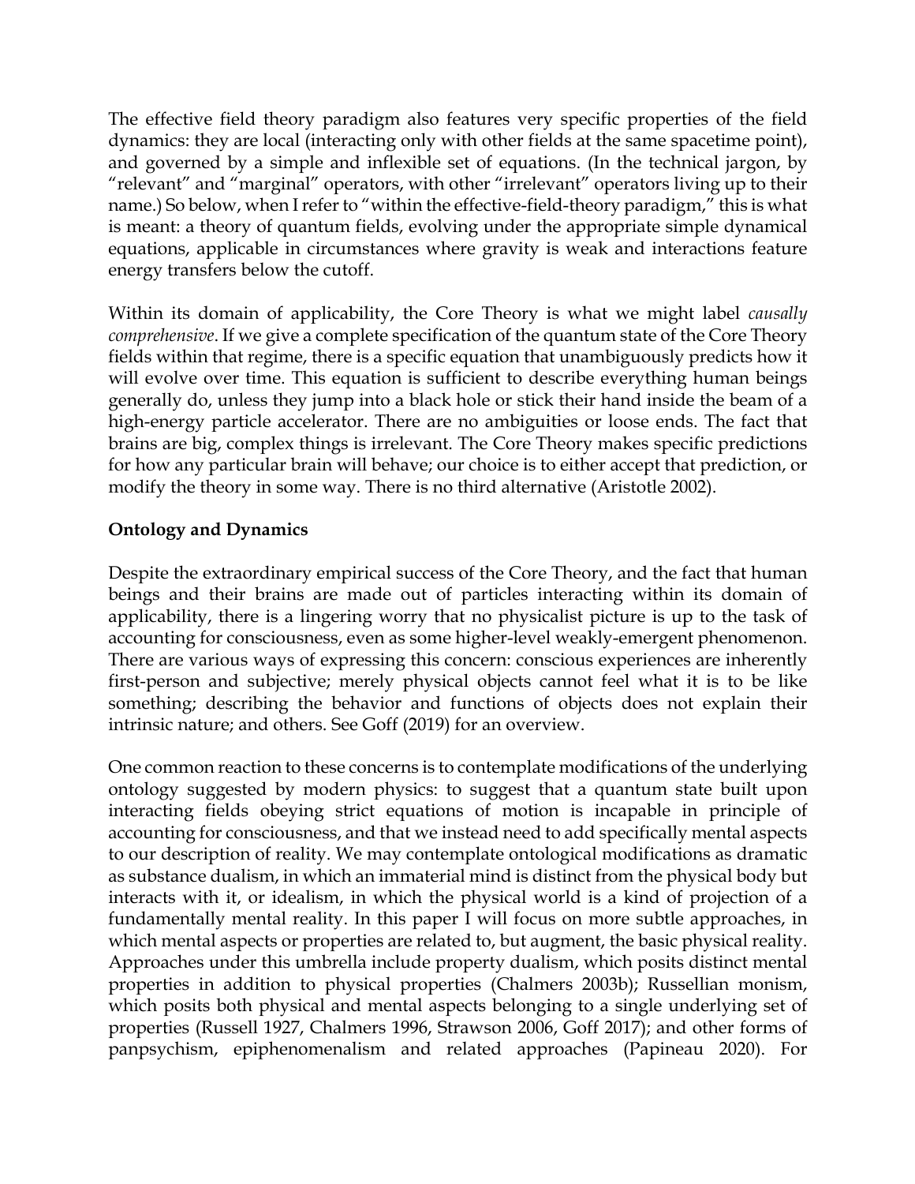The effective field theory paradigm also features very specific properties of the field dynamics: they are local (interacting only with other fields at the same spacetime point), and governed by a simple and inflexible set of equations. (In the technical jargon, by "relevant" and "marginal" operators, with other "irrelevant" operators living up to their name.) So below, when I refer to "within the effective-field-theory paradigm," this is what is meant: a theory of quantum fields, evolving under the appropriate simple dynamical equations, applicable in circumstances where gravity is weak and interactions feature energy transfers below the cutoff.

Within its domain of applicability, the Core Theory is what we might label *causally comprehensive*. If we give a complete specification of the quantum state of the Core Theory fields within that regime, there is a specific equation that unambiguously predicts how it will evolve over time. This equation is sufficient to describe everything human beings generally do, unless they jump into a black hole or stick their hand inside the beam of a high-energy particle accelerator. There are no ambiguities or loose ends. The fact that brains are big, complex things is irrelevant. The Core Theory makes specific predictions for how any particular brain will behave; our choice is to either accept that prediction, or modify the theory in some way. There is no third alternative (Aristotle 2002).

**Ontology and Dynamics**

Despite the extraordinary empirical success of the Core Theory, and the fact that human beings and their brains are made out of particles interacting within its domain of applicability, there is a lingering worry that no physicalist picture is up to the task of accounting for consciousness, even as some higher-level weakly-emergent phenomenon. There are various ways of expressing this concern: conscious experiences are inherently first-person and subjective; merely physical objects cannot feel what it is to be like something; describing the behavior and functions of objects does not explain their intrinsic nature; and others. See Goff (2019) for an overview.

One common reaction to these concerns is to contemplate modifications of the underlying ontology suggested by modern physics: to suggest that a quantum state built upon interacting fields obeying strict equations of motion is incapable in principle of accounting for consciousness, and that we instead need to add specifically mental aspects to our description of reality. We may contemplate ontological modifications as dramatic as substance dualism, in which an immaterial mind is distinct from the physical body but interacts with it, or idealism, in which the physical world is a kind of projection of a fundamentally mental reality. In this paper I will focus on more subtle approaches, in which mental aspects or properties are related to, but augment, the basic physical reality. Approaches under this umbrella include property dualism, which posits distinct mental properties in addition to physical properties (Chalmers 2003b); Russellian monism, which posits both physical and mental aspects belonging to a single underlying set of properties (Russell 1927, Chalmers 1996, Strawson 2006, Goff 2017); and other forms of panpsychism, epiphenomenalism and related approaches (Papineau 2020). For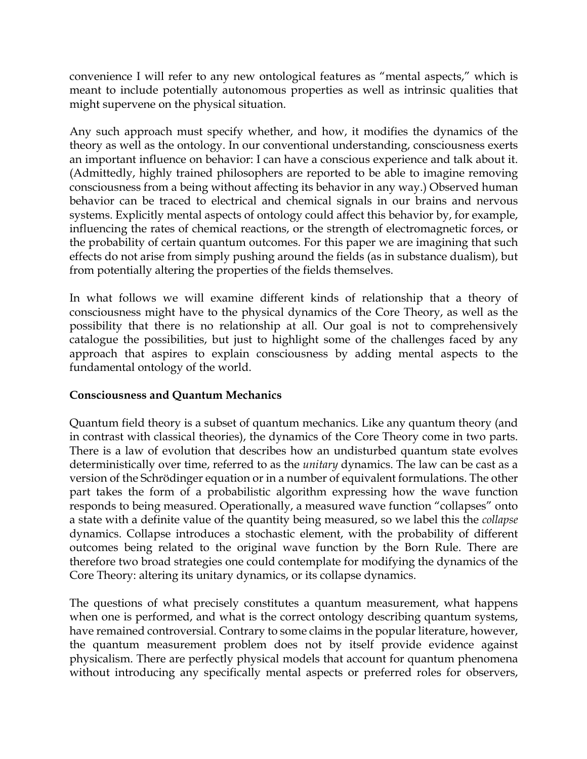convenience I will refer to any new ontological features as "mental aspects," which is meant to include potentially autonomous properties as well as intrinsic qualities that might supervene on the physical situation.

Any such approach must specify whether, and how, it modifies the dynamics of the theory as well as the ontology. In our conventional understanding, consciousness exerts an important influence on behavior: I can have a conscious experience and talk about it. (Admittedly, highly trained philosophers are reported to be able to imagine removing consciousness from a being without affecting its behavior in any way.) Observed human behavior can be traced to electrical and chemical signals in our brains and nervous systems. Explicitly mental aspects of ontology could affect this behavior by, for example, influencing the rates of chemical reactions, or the strength of electromagnetic forces, or the probability of certain quantum outcomes. For this paper we are imagining that such effects do not arise from simply pushing around the fields (as in substance dualism), but from potentially altering the properties of the fields themselves.

In what follows we will examine different kinds of relationship that a theory of consciousness might have to the physical dynamics of the Core Theory, as well as the possibility that there is no relationship at all. Our goal is not to comprehensively catalogue the possibilities, but just to highlight some of the challenges faced by any approach that aspires to explain consciousness by adding mental aspects to the fundamental ontology of the world.

**Consciousness and Quantum Mechanics**

Quantum field theory is a subset of quantum mechanics. Like any quantum theory (and in contrast with classical theories), the dynamics of the Core Theory come in two parts. There is a law of evolution that describes how an undisturbed quantum state evolves deterministically over time, referred to as the *unitary* dynamics. The law can be cast as a version of the Schrödinger equation or in a number of equivalent formulations. The other part takes the form of a probabilistic algorithm expressing how the wave function responds to being measured. Operationally, a measured wave function "collapses" onto a state with a definite value of the quantity being measured, so we label this the *collapse* dynamics. Collapse introduces a stochastic element, with the probability of different outcomes being related to the original wave function by the Born Rule. There are therefore two broad strategies one could contemplate for modifying the dynamics of the Core Theory: altering its unitary dynamics, or its collapse dynamics.

The questions of what precisely constitutes a quantum measurement, what happens when one is performed, and what is the correct ontology describing quantum systems, have remained controversial. Contrary to some claims in the popular literature, however, the quantum measurement problem does not by itself provide evidence against physicalism. There are perfectly physical models that account for quantum phenomena without introducing any specifically mental aspects or preferred roles for observers,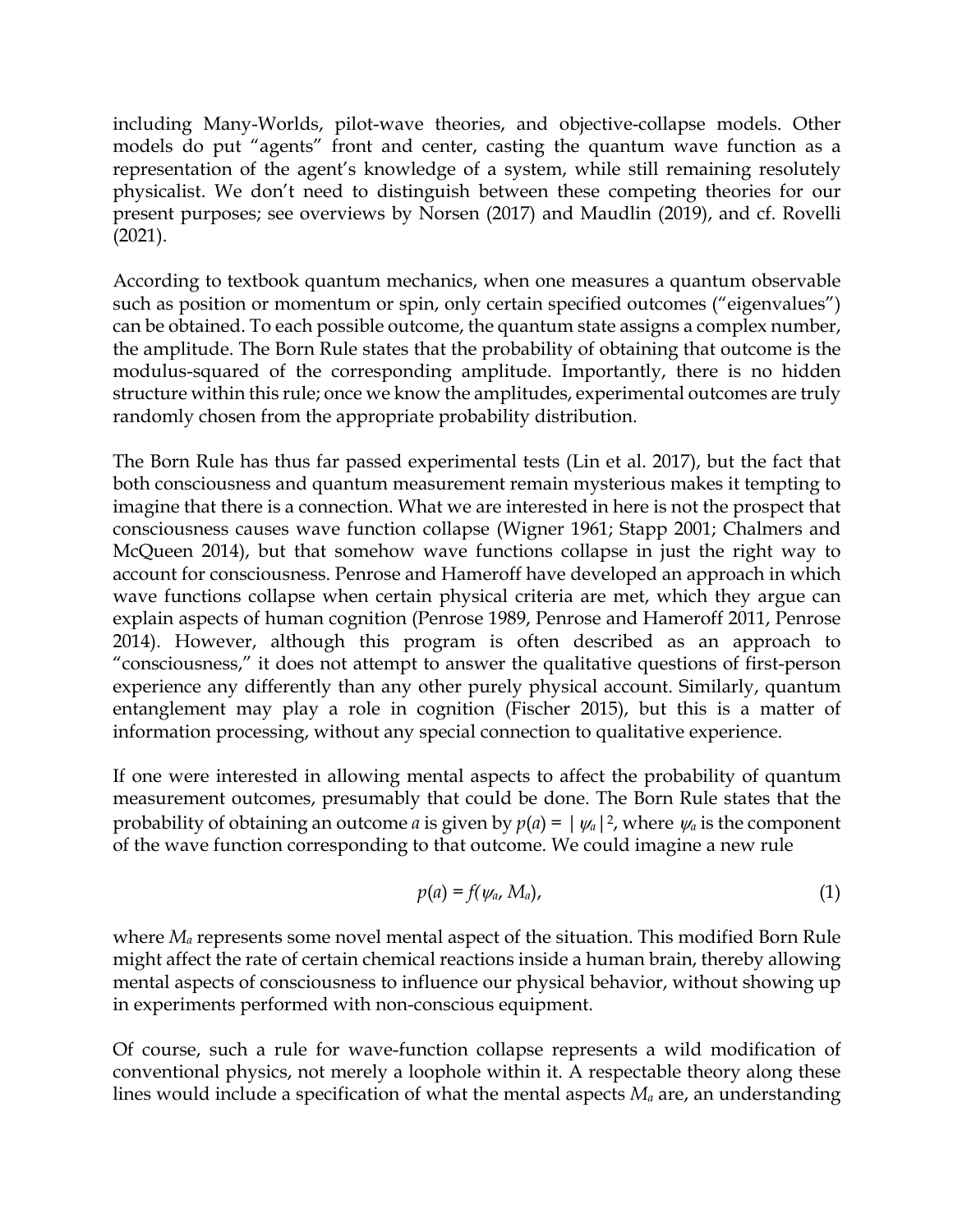including Many-Worlds, pilot-wave theories, and objective-collapse models. Other models do put "agents" front and center, casting the quantum wave function as a representation of the agent's knowledge of a system, while still remaining resolutely physicalist. We don't need to distinguish between these competing theories for our present purposes; see overviews by Norsen (2017) and Maudlin (2019), and cf. Rovelli (2021).

According to textbook quantum mechanics, when one measures a quantum observable such as position or momentum or spin, only certain specified outcomes ("eigenvalues") can be obtained. To each possible outcome, the quantum state assigns a complex number, the amplitude. The Born Rule states that the probability of obtaining that outcome is the modulus-squared of the corresponding amplitude. Importantly, there is no hidden structure within this rule; once we know the amplitudes, experimental outcomes are truly randomly chosen from the appropriate probability distribution.

The Born Rule has thus far passed experimental tests (Lin et al. 2017), but the fact that both consciousness and quantum measurement remain mysterious makes it tempting to imagine that there is a connection. What we are interested in here is not the prospect that consciousness causes wave function collapse (Wigner 1961; Stapp 2001; Chalmers and McQueen 2014), but that somehow wave functions collapse in just the right way to account for consciousness. Penrose and Hameroff have developed an approach in which wave functions collapse when certain physical criteria are met, which they argue can explain aspects of human cognition (Penrose 1989, Penrose and Hameroff 2011, Penrose 2014). However, although this program is often described as an approach to "consciousness," it does not attempt to answer the qualitative questions of first-person experience any differently than any other purely physical account. Similarly, quantum entanglement may play a role in cognition (Fischer 2015), but this is a matter of information processing, without any special connection to qualitative experience.

If one were interested in allowing mental aspects to affect the probability of quantum measurement outcomes, presumably that could be done. The Born Rule states that the probability of obtaining an outcome $a$ is given by $p(a) = |\psi_a|^2$, where $\psi_a$ is the component of the wave function corresponding to that outcome. We could imagine a new rule

$$p(a) = f(\psi_a, M_a), \tag{1}$$

where $M_a$ represents some novel mental aspect of the situation. This modified Born Rule might affect the rate of certain chemical reactions inside a human brain, thereby allowing mental aspects of consciousness to influence our physical behavior, without showing up in experiments performed with non-conscious equipment.

Of course, such a rule for wave-function collapse represents a wild modification of conventional physics, not merely a loophole within it. A respectable theory along these lines would include a specification of what the mental aspects $M_a$ are, an understanding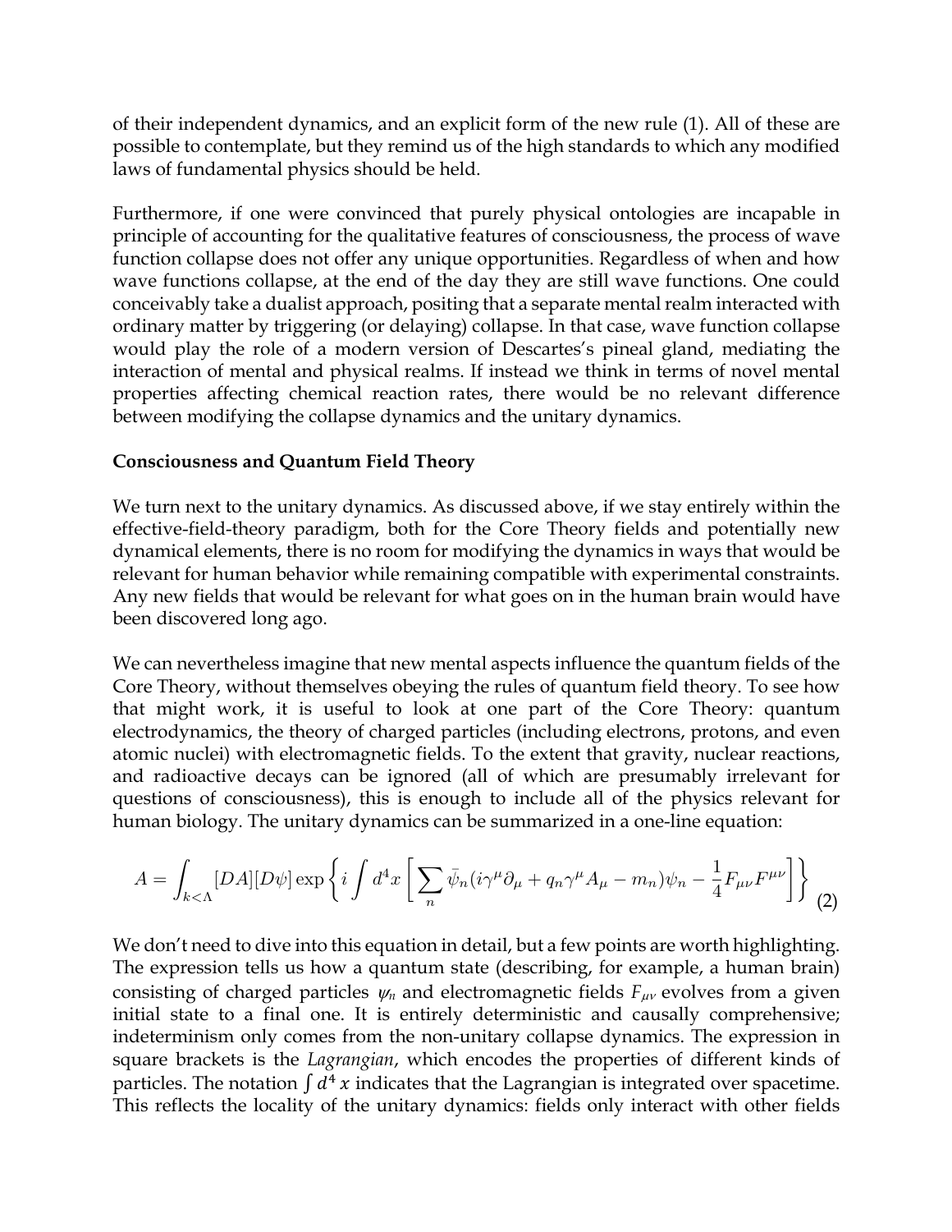of their independent dynamics, and an explicit form of the new rule (1). All of these are possible to contemplate, but they remind us of the high standards to which any modified laws of fundamental physics should be held.

Furthermore, if one were convinced that purely physical ontologies are incapable in principle of accounting for the qualitative features of consciousness, the process of wave function collapse does not offer any unique opportunities. Regardless of when and how wave functions collapse, at the end of the day they are still wave functions. One could conceivably take a dualist approach, positing that a separate mental realm interacted with ordinary matter by triggering (or delaying) collapse. In that case, wave function collapse would play the role of a modern version of Descartes's pineal gland, mediating the interaction of mental and physical realms. If instead we think in terms of novel mental properties affecting chemical reaction rates, there would be no relevant difference between modifying the collapse dynamics and the unitary dynamics.

**Consciousness and Quantum Field Theory**

We turn next to the unitary dynamics. As discussed above, if we stay entirely within the effective-field-theory paradigm, both for the Core Theory fields and potentially new dynamical elements, there is no room for modifying the dynamics in ways that would be relevant for human behavior while remaining compatible with experimental constraints. Any new fields that would be relevant for what goes on in the human brain would have been discovered long ago.

We can nevertheless imagine that new mental aspects influence the quantum fields of the Core Theory, without themselves obeying the rules of quantum field theory. To see how that might work, it is useful to look at one part of the Core Theory: quantum electrodynamics, the theory of charged particles (including electrons, protons, and even atomic nuclei) with electromagnetic fields. To the extent that gravity, nuclear reactions, and radioactive decays can be ignored (all of which are presumably irrelevant for questions of consciousness), this is enough to include all of the physics relevant for human biology. The unitary dynamics can be summarized in a one-line equation:

$$A = \int_{k<\Lambda} [DA][D\psi] \exp\left\{ i \int d^4x \left[ \sum_n \bar{\psi}_n (i\gamma^\mu \partial_\mu + q_n \gamma^\mu A_\mu - m_n)\psi_n - \frac{1}{4} F_{\mu\nu} F^{\mu\nu} \right] \right\} \quad (2)$$

We don't need to dive into this equation in detail, but a few points are worth highlighting. The expression tells us how a quantum state (describing, for example, a human brain) consisting of charged particles $\psi_n$ and electromagnetic fields $F_{\mu\nu}$ evolves from a given initial state to a final one. It is entirely deterministic and causally comprehensive; indeterminism only comes from the non-unitary collapse dynamics. The expression in square brackets is the *Lagrangian*, which encodes the properties of different kinds of particles. The notation $\int d^4 x$ indicates that the Lagrangian is integrated over spacetime. This reflects the locality of the unitary dynamics: fields only interact with other fields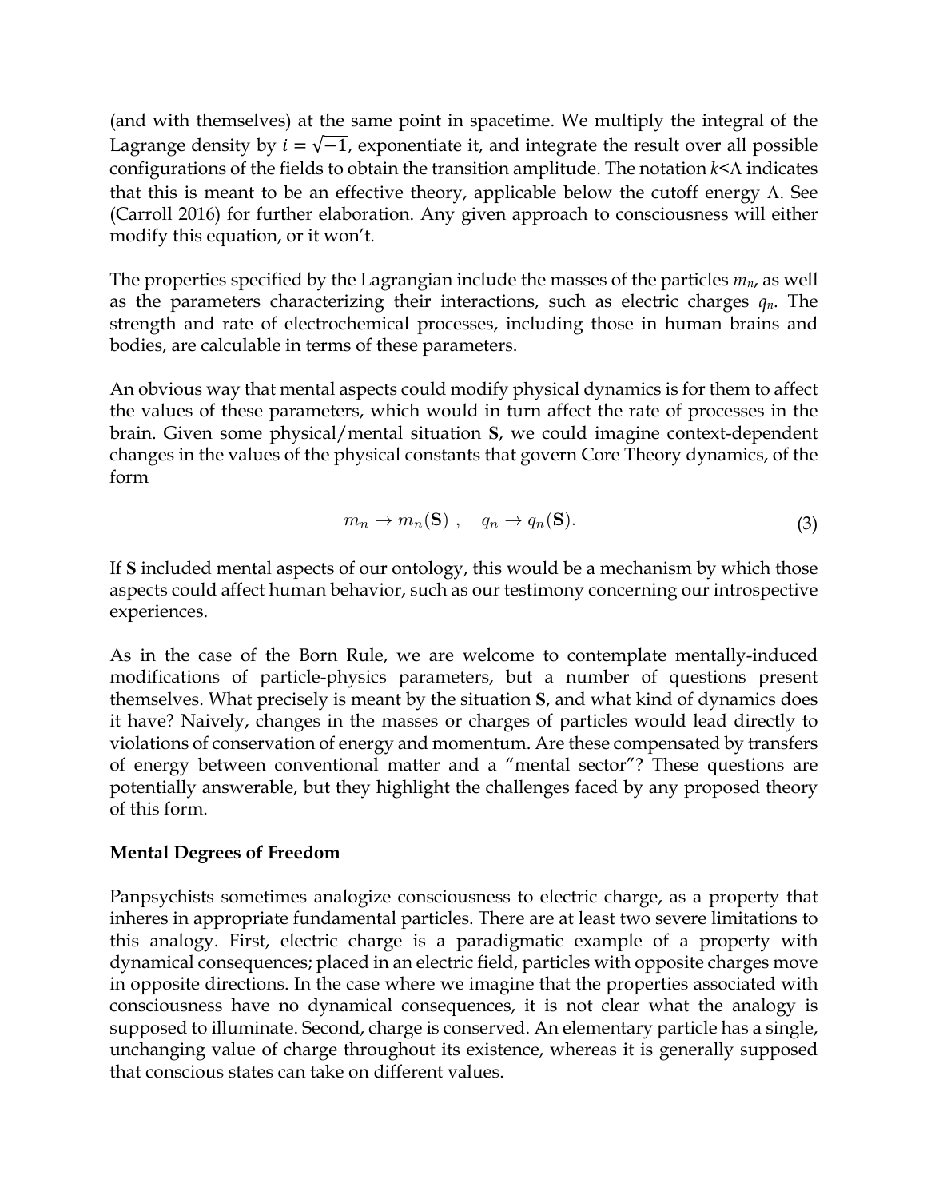(and with themselves) at the same point in spacetime. We multiply the integral of the Lagrange density by $i = \sqrt{-1}$, exponentiate it, and integrate the result over all possible configurations of the fields to obtain the transition amplitude. The notation $k<\Lambda$ indicates that this is meant to be an effective theory, applicable below the cutoff energy $\Lambda$. See (Carroll 2016) for further elaboration. Any given approach to consciousness will either modify this equation, or it won't.

The properties specified by the Lagrangian include the masses of the particles $m_n$, as well as the parameters characterizing their interactions, such as electric charges $q_n$. The strength and rate of electrochemical processes, including those in human brains and bodies, are calculable in terms of these parameters.

An obvious way that mental aspects could modify physical dynamics is for them to affect the values of these parameters, which would in turn affect the rate of processes in the brain. Given some physical/mental situation **S**, we could imagine context-dependent changes in the values of the physical constants that govern Core Theory dynamics, of the form

$$m_n \to m_n(\mathbf{S}) \ , \quad q_n \to q_n(\mathbf{S}). \tag{3}$$

If **S** included mental aspects of our ontology, this would be a mechanism by which those aspects could affect human behavior, such as our testimony concerning our introspective experiences.

As in the case of the Born Rule, we are welcome to contemplate mentally-induced modifications of particle-physics parameters, but a number of questions present themselves. What precisely is meant by the situation **S**, and what kind of dynamics does it have? Naively, changes in the masses or charges of particles would lead directly to violations of conservation of energy and momentum. Are these compensated by transfers of energy between conventional matter and a "mental sector"? These questions are potentially answerable, but they highlight the challenges faced by any proposed theory of this form.

**Mental Degrees of Freedom**

Panpsychists sometimes analogize consciousness to electric charge, as a property that inheres in appropriate fundamental particles. There are at least two severe limitations to this analogy. First, electric charge is a paradigmatic example of a property with dynamical consequences; placed in an electric field, particles with opposite charges move in opposite directions. In the case where we imagine that the properties associated with consciousness have no dynamical consequences, it is not clear what the analogy is supposed to illuminate. Second, charge is conserved. An elementary particle has a single, unchanging value of charge throughout its existence, whereas it is generally supposed that conscious states can take on different values.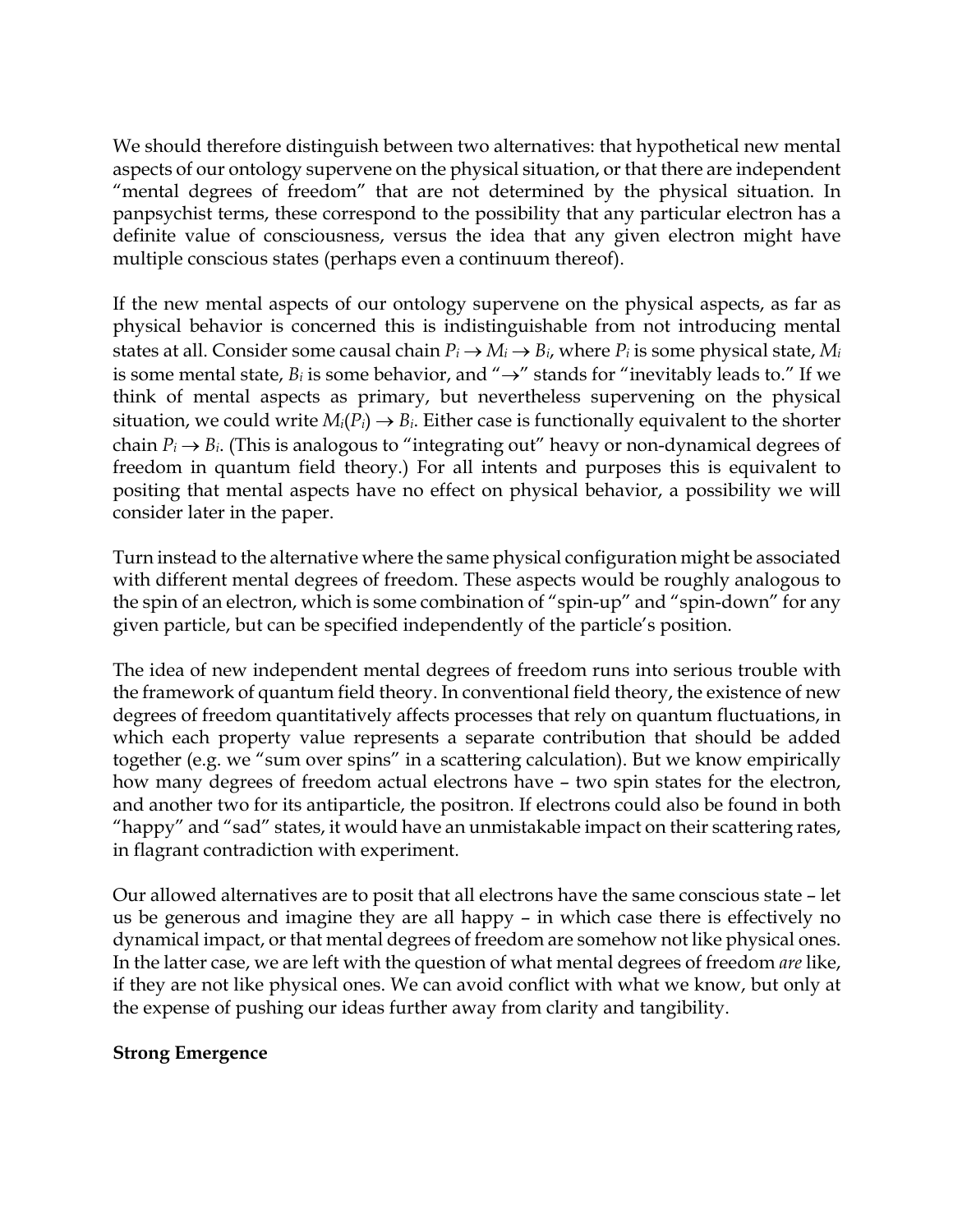We should therefore distinguish between two alternatives: that hypothetical new mental aspects of our ontology supervene on the physical situation, or that there are independent "mental degrees of freedom" that are not determined by the physical situation. In panpsychist terms, these correspond to the possibility that any particular electron has a definite value of consciousness, versus the idea that any given electron might have multiple conscious states (perhaps even a continuum thereof).

If the new mental aspects of our ontology supervene on the physical aspects, as far as physical behavior is concerned this is indistinguishable from not introducing mental states at all. Consider some causal chain $P_i \rightarrow M_i \rightarrow B_i$, where $P_i$ is some physical state, $M_i$ is some mental state, $B_i$ is some behavior, and "$\rightarrow$" stands for "inevitably leads to." If we think of mental aspects as primary, but nevertheless supervening on the physical situation, we could write $M_i(P_i) \rightarrow B_i$. Either case is functionally equivalent to the shorter chain $P_i \rightarrow B_i$. (This is analogous to "integrating out" heavy or non-dynamical degrees of freedom in quantum field theory.) For all intents and purposes this is equivalent to positing that mental aspects have no effect on physical behavior, a possibility we will consider later in the paper.

Turn instead to the alternative where the same physical configuration might be associated with different mental degrees of freedom. These aspects would be roughly analogous to the spin of an electron, which is some combination of "spin-up" and "spin-down" for any given particle, but can be specified independently of the particle's position.

The idea of new independent mental degrees of freedom runs into serious trouble with the framework of quantum field theory. In conventional field theory, the existence of new degrees of freedom quantitatively affects processes that rely on quantum fluctuations, in which each property value represents a separate contribution that should be added together (e.g. we "sum over spins" in a scattering calculation). But we know empirically how many degrees of freedom actual electrons have – two spin states for the electron, and another two for its antiparticle, the positron. If electrons could also be found in both "happy" and "sad" states, it would have an unmistakable impact on their scattering rates, in flagrant contradiction with experiment.

Our allowed alternatives are to posit that all electrons have the same conscious state – let us be generous and imagine they are all happy – in which case there is effectively no dynamical impact, or that mental degrees of freedom are somehow not like physical ones. In the latter case, we are left with the question of what mental degrees of freedom *are* like, if they are not like physical ones. We can avoid conflict with what we know, but only at the expense of pushing our ideas further away from clarity and tangibility.

**Strong Emergence**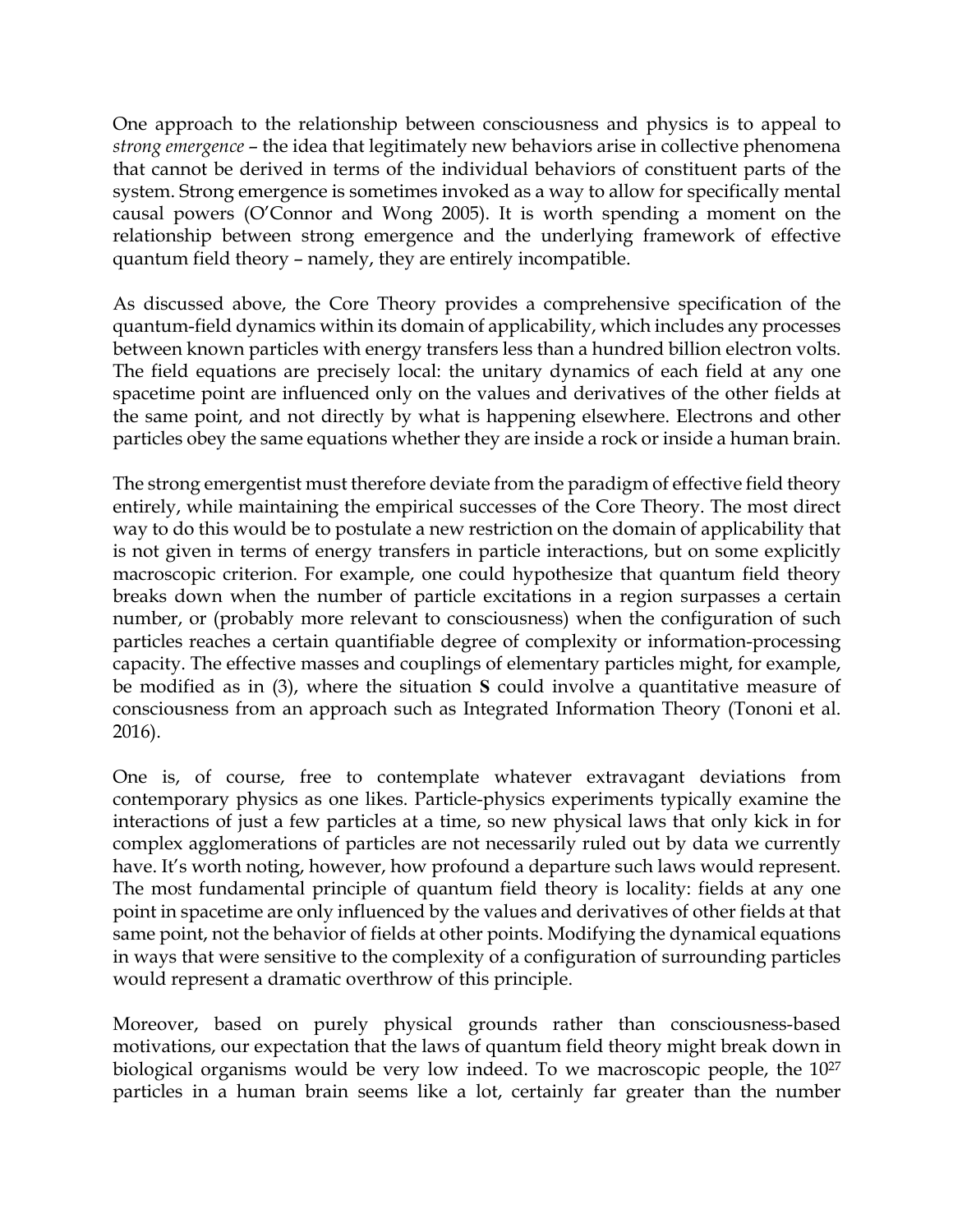One approach to the relationship between consciousness and physics is to appeal to *strong emergence* – the idea that legitimately new behaviors arise in collective phenomena that cannot be derived in terms of the individual behaviors of constituent parts of the system. Strong emergence is sometimes invoked as a way to allow for specifically mental causal powers (O'Connor and Wong 2005). It is worth spending a moment on the relationship between strong emergence and the underlying framework of effective quantum field theory – namely, they are entirely incompatible.

As discussed above, the Core Theory provides a comprehensive specification of the quantum-field dynamics within its domain of applicability, which includes any processes between known particles with energy transfers less than a hundred billion electron volts. The field equations are precisely local: the unitary dynamics of each field at any one spacetime point are influenced only on the values and derivatives of the other fields at the same point, and not directly by what is happening elsewhere. Electrons and other particles obey the same equations whether they are inside a rock or inside a human brain.

The strong emergentist must therefore deviate from the paradigm of effective field theory entirely, while maintaining the empirical successes of the Core Theory. The most direct way to do this would be to postulate a new restriction on the domain of applicability that is not given in terms of energy transfers in particle interactions, but on some explicitly macroscopic criterion. For example, one could hypothesize that quantum field theory breaks down when the number of particle excitations in a region surpasses a certain number, or (probably more relevant to consciousness) when the configuration of such particles reaches a certain quantifiable degree of complexity or information-processing capacity. The effective masses and couplings of elementary particles might, for example, be modified as in (3), where the situation **S** could involve a quantitative measure of consciousness from an approach such as Integrated Information Theory (Tononi et al. 2016).

One is, of course, free to contemplate whatever extravagant deviations from contemporary physics as one likes. Particle-physics experiments typically examine the interactions of just a few particles at a time, so new physical laws that only kick in for complex agglomerations of particles are not necessarily ruled out by data we currently have. It's worth noting, however, how profound a departure such laws would represent. The most fundamental principle of quantum field theory is locality: fields at any one point in spacetime are only influenced by the values and derivatives of other fields at that same point, not the behavior of fields at other points. Modifying the dynamical equations in ways that were sensitive to the complexity of a configuration of surrounding particles would represent a dramatic overthrow of this principle.

Moreover, based on purely physical grounds rather than consciousness-based motivations, our expectation that the laws of quantum field theory might break down in biological organisms would be very low indeed. To we macroscopic people, the $10^{27}$ particles in a human brain seems like a lot, certainly far greater than the number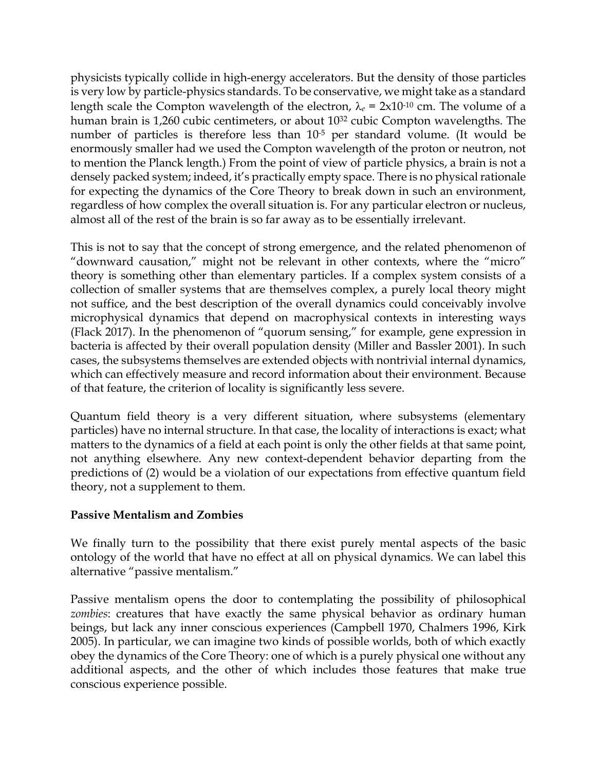physicists typically collide in high-energy accelerators. But the density of those particles is very low by particle-physics standards. To be conservative, we might take as a standard length scale the Compton wavelength of the electron, $\lambda_e = 2\text{x}10^{-10}$ cm. The volume of a human brain is 1,260 cubic centimeters, or about $10^{32}$ cubic Compton wavelengths. The number of particles is therefore less than $10^{-5}$ per standard volume. (It would be enormously smaller had we used the Compton wavelength of the proton or neutron, not to mention the Planck length.) From the point of view of particle physics, a brain is not a densely packed system; indeed, it's practically empty space. There is no physical rationale for expecting the dynamics of the Core Theory to break down in such an environment, regardless of how complex the overall situation is. For any particular electron or nucleus, almost all of the rest of the brain is so far away as to be essentially irrelevant.

This is not to say that the concept of strong emergence, and the related phenomenon of "downward causation," might not be relevant in other contexts, where the "micro" theory is something other than elementary particles. If a complex system consists of a collection of smaller systems that are themselves complex, a purely local theory might not suffice, and the best description of the overall dynamics could conceivably involve microphysical dynamics that depend on macrophysical contexts in interesting ways (Flack 2017). In the phenomenon of "quorum sensing," for example, gene expression in bacteria is affected by their overall population density (Miller and Bassler 2001). In such cases, the subsystems themselves are extended objects with nontrivial internal dynamics, which can effectively measure and record information about their environment. Because of that feature, the criterion of locality is significantly less severe.

Quantum field theory is a very different situation, where subsystems (elementary particles) have no internal structure. In that case, the locality of interactions is exact; what matters to the dynamics of a field at each point is only the other fields at that same point, not anything elsewhere. Any new context-dependent behavior departing from the predictions of (2) would be a violation of our expectations from effective quantum field theory, not a supplement to them.

**Passive Mentalism and Zombies**

We finally turn to the possibility that there exist purely mental aspects of the basic ontology of the world that have no effect at all on physical dynamics. We can label this alternative "passive mentalism."

Passive mentalism opens the door to contemplating the possibility of philosophical *zombies*: creatures that have exactly the same physical behavior as ordinary human beings, but lack any inner conscious experiences (Campbell 1970, Chalmers 1996, Kirk 2005). In particular, we can imagine two kinds of possible worlds, both of which exactly obey the dynamics of the Core Theory: one of which is a purely physical one without any additional aspects, and the other of which includes those features that make true conscious experience possible.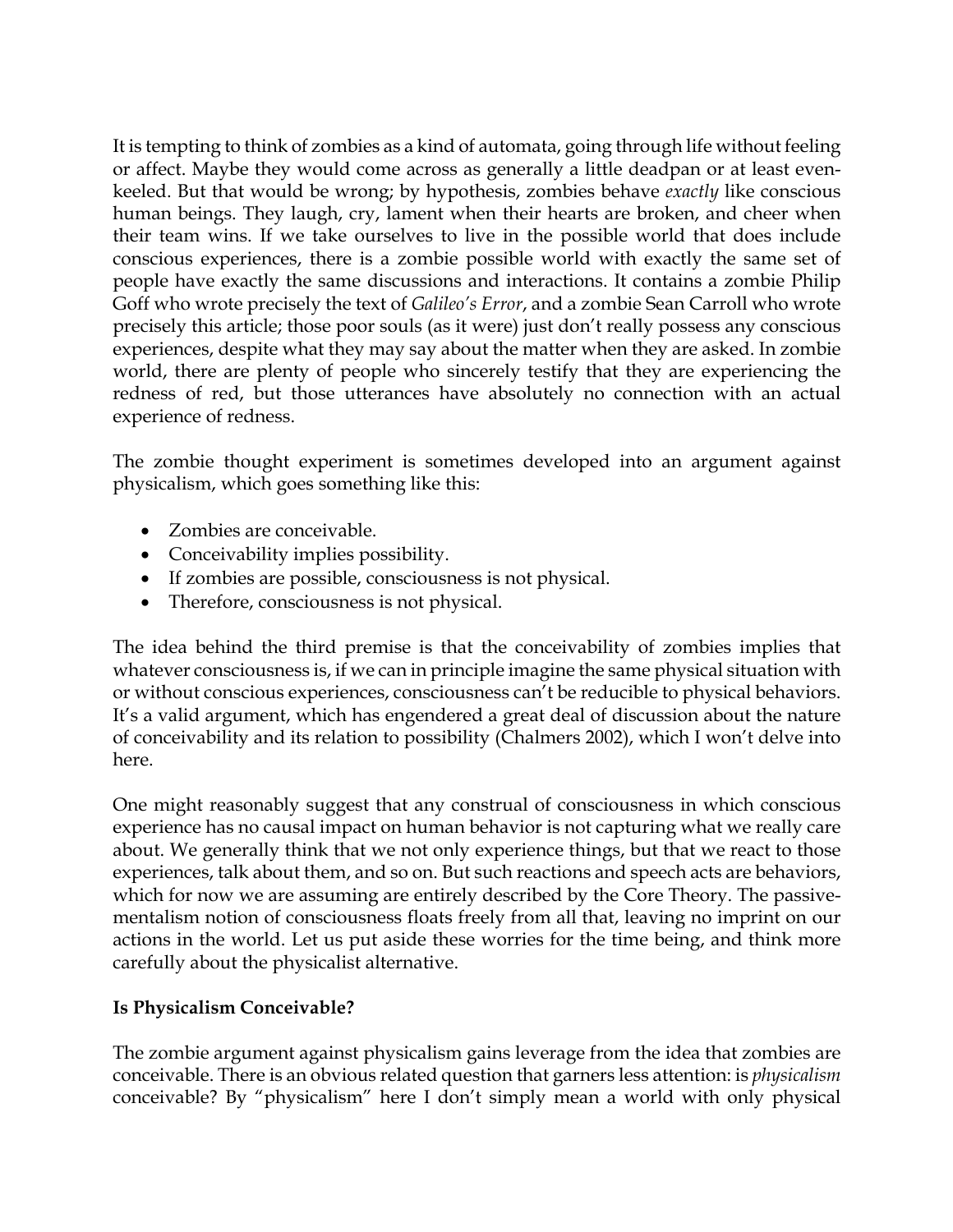It is tempting to think of zombies as a kind of automata, going through life without feeling or affect. Maybe they would come across as generally a little deadpan or at least even-keeled. But that would be wrong; by hypothesis, zombies behave *exactly* like conscious human beings. They laugh, cry, lament when their hearts are broken, and cheer when their team wins. If we take ourselves to live in the possible world that does include conscious experiences, there is a zombie possible world with exactly the same set of people have exactly the same discussions and interactions. It contains a zombie Philip Goff who wrote precisely the text of *Galileo's Error*, and a zombie Sean Carroll who wrote precisely this article; those poor souls (as it were) just don't really possess any conscious experiences, despite what they may say about the matter when they are asked. In zombie world, there are plenty of people who sincerely testify that they are experiencing the redness of red, but those utterances have absolutely no connection with an actual experience of redness.

The zombie thought experiment is sometimes developed into an argument against physicalism, which goes something like this:

- Zombies are conceivable.
- Conceivability implies possibility.
- If zombies are possible, consciousness is not physical.
- Therefore, consciousness is not physical.

The idea behind the third premise is that the conceivability of zombies implies that whatever consciousness is, if we can in principle imagine the same physical situation with or without conscious experiences, consciousness can't be reducible to physical behaviors. It's a valid argument, which has engendered a great deal of discussion about the nature of conceivability and its relation to possibility (Chalmers 2002), which I won't delve into here.

One might reasonably suggest that any construal of consciousness in which conscious experience has no causal impact on human behavior is not capturing what we really care about. We generally think that we not only experience things, but that we react to those experiences, talk about them, and so on. But such reactions and speech acts are behaviors, which for now we are assuming are entirely described by the Core Theory. The passive-mentalism notion of consciousness floats freely from all that, leaving no imprint on our actions in the world. Let us put aside these worries for the time being, and think more carefully about the physicalist alternative.

**Is Physicalism Conceivable?**

The zombie argument against physicalism gains leverage from the idea that zombies are conceivable. There is an obvious related question that garners less attention: is *physicalism* conceivable? By "physicalism" here I don't simply mean a world with only physical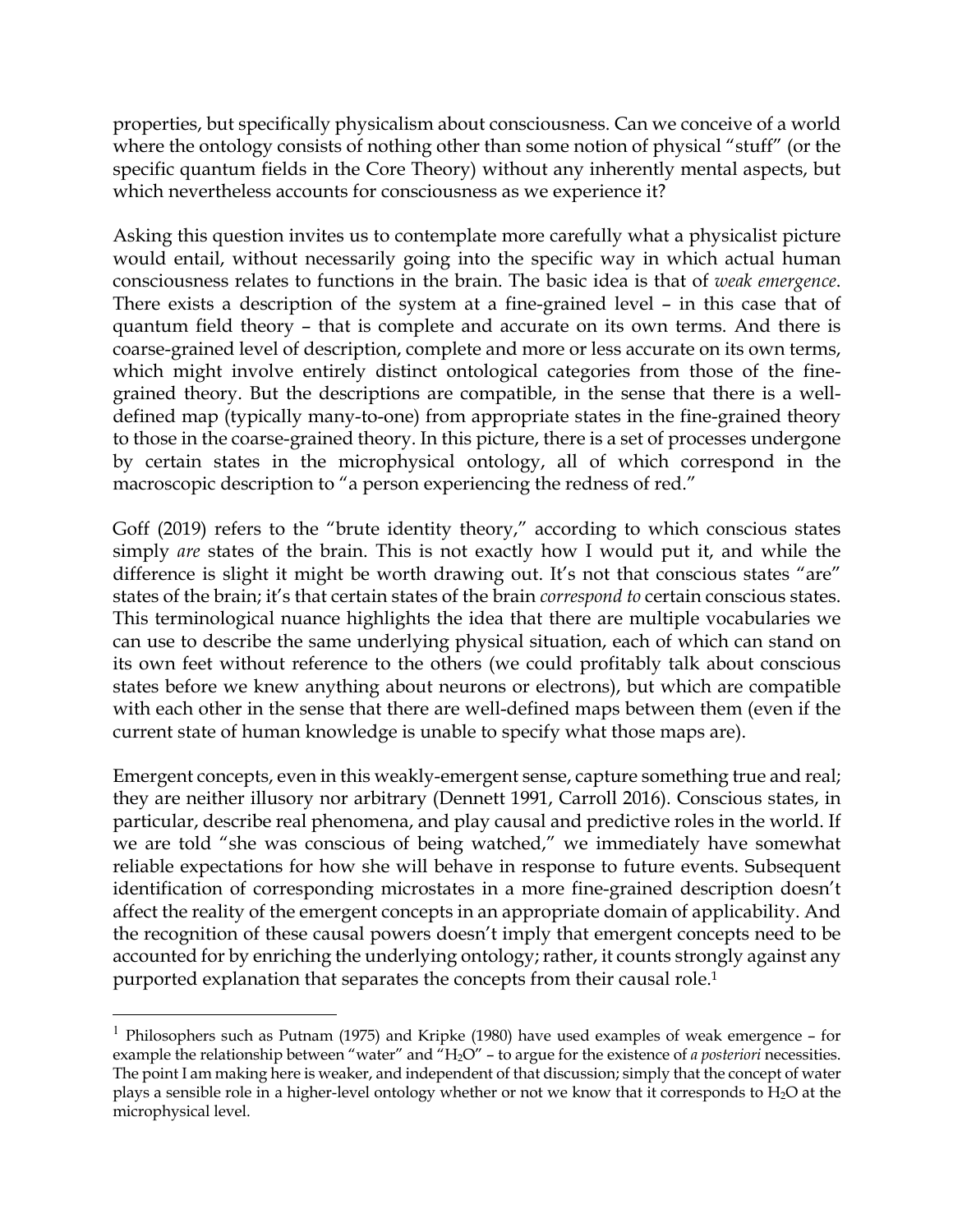properties, but specifically physicalism about consciousness. Can we conceive of a world where the ontology consists of nothing other than some notion of physical "stuff" (or the specific quantum fields in the Core Theory) without any inherently mental aspects, but which nevertheless accounts for consciousness as we experience it?

Asking this question invites us to contemplate more carefully what a physicalist picture would entail, without necessarily going into the specific way in which actual human consciousness relates to functions in the brain. The basic idea is that of *weak emergence*. There exists a description of the system at a fine-grained level – in this case that of quantum field theory – that is complete and accurate on its own terms. And there is coarse-grained level of description, complete and more or less accurate on its own terms, which might involve entirely distinct ontological categories from those of the fine-grained theory. But the descriptions are compatible, in the sense that there is a well-defined map (typically many-to-one) from appropriate states in the fine-grained theory to those in the coarse-grained theory. In this picture, there is a set of processes undergone by certain states in the microphysical ontology, all of which correspond in the macroscopic description to "a person experiencing the redness of red."

Goff (2019) refers to the "brute identity theory," according to which conscious states simply *are* states of the brain. This is not exactly how I would put it, and while the difference is slight it might be worth drawing out. It's not that conscious states "are" states of the brain; it's that certain states of the brain *correspond to* certain conscious states. This terminological nuance highlights the idea that there are multiple vocabularies we can use to describe the same underlying physical situation, each of which can stand on its own feet without reference to the others (we could profitably talk about conscious states before we knew anything about neurons or electrons), but which are compatible with each other in the sense that there are well-defined maps between them (even if the current state of human knowledge is unable to specify what those maps are).

Emergent concepts, even in this weakly-emergent sense, capture something true and real; they are neither illusory nor arbitrary (Dennett 1991, Carroll 2016). Conscious states, in particular, describe real phenomena, and play causal and predictive roles in the world. If we are told "she was conscious of being watched," we immediately have somewhat reliable expectations for how she will behave in response to future events. Subsequent identification of corresponding microstates in a more fine-grained description doesn't affect the reality of the emergent concepts in an appropriate domain of applicability. And the recognition of these causal powers doesn't imply that emergent concepts need to be accounted for by enriching the underlying ontology; rather, it counts strongly against any purported explanation that separates the concepts from their causal role.[1]

---

[1] Philosophers such as Putnam (1975) and Kripke (1980) have used examples of weak emergence – for example the relationship between "water" and "$H_2O$" – to argue for the existence of *a posteriori* necessities. The point I am making here is weaker, and independent of that discussion; simply that the concept of water plays a sensible role in a higher-level ontology whether or not we know that it corresponds to $H_2O$ at the microphysical level.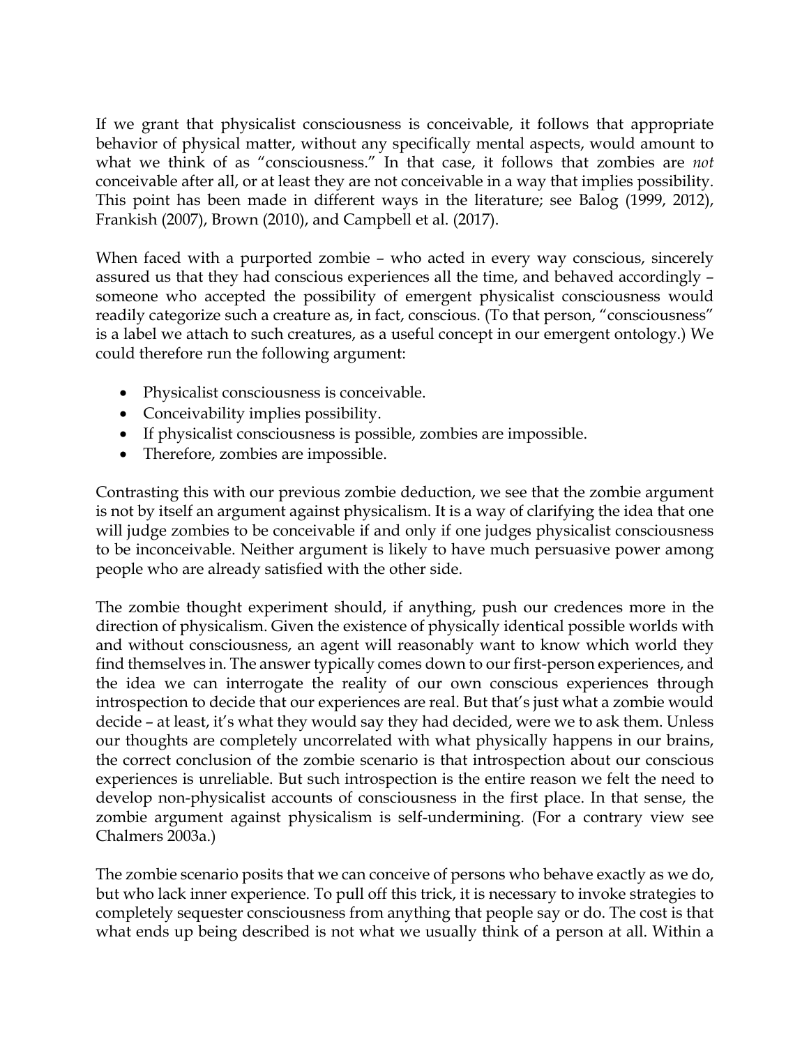If we grant that physicalist consciousness is conceivable, it follows that appropriate behavior of physical matter, without any specifically mental aspects, would amount to what we think of as "consciousness." In that case, it follows that zombies are *not* conceivable after all, or at least they are not conceivable in a way that implies possibility. This point has been made in different ways in the literature; see Balog (1999, 2012), Frankish (2007), Brown (2010), and Campbell et al. (2017).

When faced with a purported zombie – who acted in every way conscious, sincerely assured us that they had conscious experiences all the time, and behaved accordingly – someone who accepted the possibility of emergent physicalist consciousness would readily categorize such a creature as, in fact, conscious. (To that person, "consciousness" is a label we attach to such creatures, as a useful concept in our emergent ontology.) We could therefore run the following argument:

- Physicalist consciousness is conceivable.
- Conceivability implies possibility.
- If physicalist consciousness is possible, zombies are impossible.
- Therefore, zombies are impossible.

Contrasting this with our previous zombie deduction, we see that the zombie argument is not by itself an argument against physicalism. It is a way of clarifying the idea that one will judge zombies to be conceivable if and only if one judges physicalist consciousness to be inconceivable. Neither argument is likely to have much persuasive power among people who are already satisfied with the other side.

The zombie thought experiment should, if anything, push our credences more in the direction of physicalism. Given the existence of physically identical possible worlds with and without consciousness, an agent will reasonably want to know which world they find themselves in. The answer typically comes down to our first-person experiences, and the idea we can interrogate the reality of our own conscious experiences through introspection to decide that our experiences are real. But that's just what a zombie would decide – at least, it's what they would say they had decided, were we to ask them. Unless our thoughts are completely uncorrelated with what physically happens in our brains, the correct conclusion of the zombie scenario is that introspection about our conscious experiences is unreliable. But such introspection is the entire reason we felt the need to develop non-physicalist accounts of consciousness in the first place. In that sense, the zombie argument against physicalism is self-undermining. (For a contrary view see Chalmers 2003a.)

The zombie scenario posits that we can conceive of persons who behave exactly as we do, but who lack inner experience. To pull off this trick, it is necessary to invoke strategies to completely sequester consciousness from anything that people say or do. The cost is that what ends up being described is not what we usually think of a person at all. Within a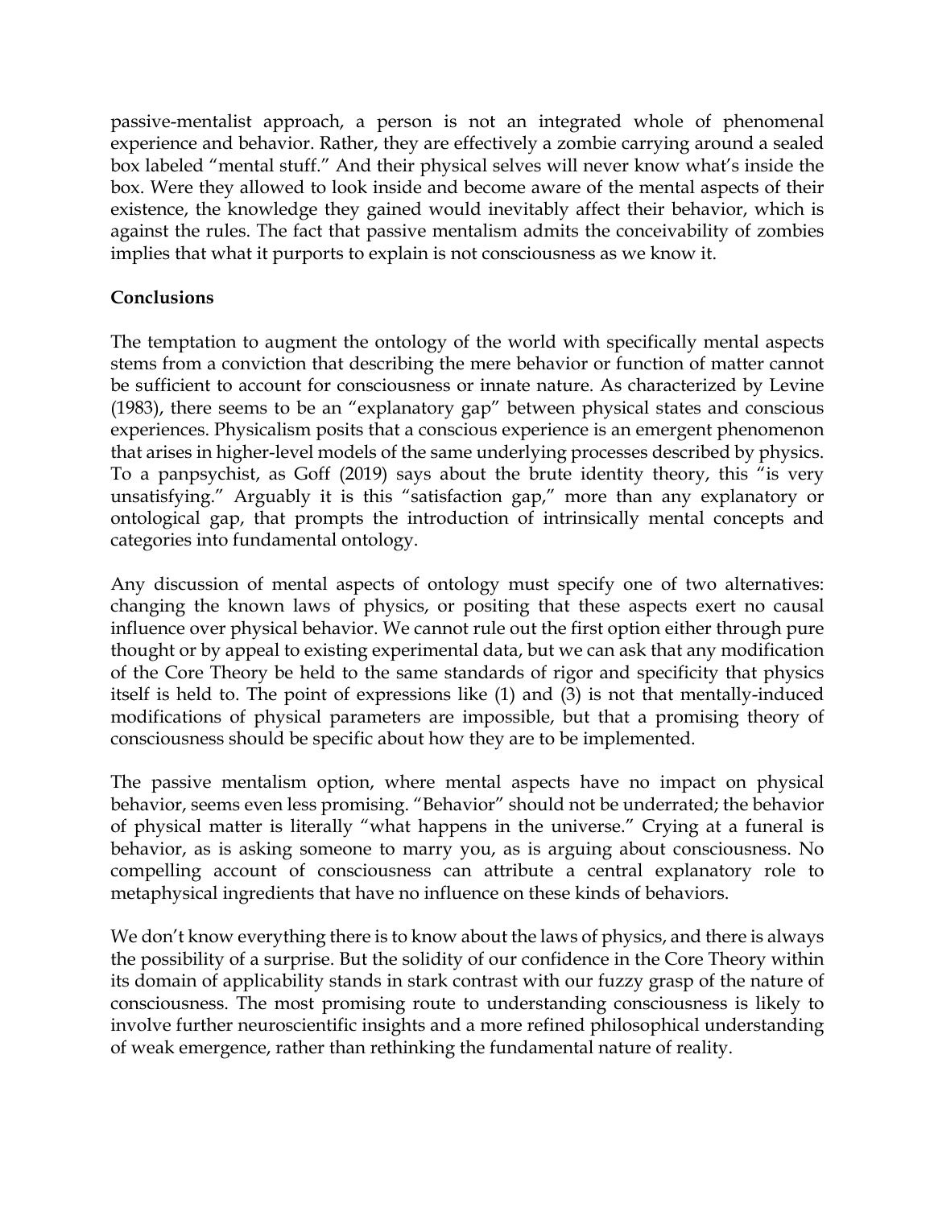passive-mentalist approach, a person is not an integrated whole of phenomenal experience and behavior. Rather, they are effectively a zombie carrying around a sealed box labeled "mental stuff." And their physical selves will never know what's inside the box. Were they allowed to look inside and become aware of the mental aspects of their existence, the knowledge they gained would inevitably affect their behavior, which is against the rules. The fact that passive mentalism admits the conceivability of zombies implies that what it purports to explain is not consciousness as we know it.

**Conclusions**

The temptation to augment the ontology of the world with specifically mental aspects stems from a conviction that describing the mere behavior or function of matter cannot be sufficient to account for consciousness or innate nature. As characterized by Levine (1983), there seems to be an "explanatory gap" between physical states and conscious experiences. Physicalism posits that a conscious experience is an emergent phenomenon that arises in higher-level models of the same underlying processes described by physics. To a panpsychist, as Goff (2019) says about the brute identity theory, this "is very unsatisfying." Arguably it is this "satisfaction gap," more than any explanatory or ontological gap, that prompts the introduction of intrinsically mental concepts and categories into fundamental ontology.

Any discussion of mental aspects of ontology must specify one of two alternatives: changing the known laws of physics, or positing that these aspects exert no causal influence over physical behavior. We cannot rule out the first option either through pure thought or by appeal to existing experimental data, but we can ask that any modification of the Core Theory be held to the same standards of rigor and specificity that physics itself is held to. The point of expressions like (1) and (3) is not that mentally-induced modifications of physical parameters are impossible, but that a promising theory of consciousness should be specific about how they are to be implemented.

The passive mentalism option, where mental aspects have no impact on physical behavior, seems even less promising. "Behavior" should not be underrated; the behavior of physical matter is literally "what happens in the universe." Crying at a funeral is behavior, as is asking someone to marry you, as is arguing about consciousness. No compelling account of consciousness can attribute a central explanatory role to metaphysical ingredients that have no influence on these kinds of behaviors.

We don't know everything there is to know about the laws of physics, and there is always the possibility of a surprise. But the solidity of our confidence in the Core Theory within its domain of applicability stands in stark contrast with our fuzzy grasp of the nature of consciousness. The most promising route to understanding consciousness is likely to involve further neuroscientific insights and a more refined philosophical understanding of weak emergence, rather than rethinking the fundamental nature of reality.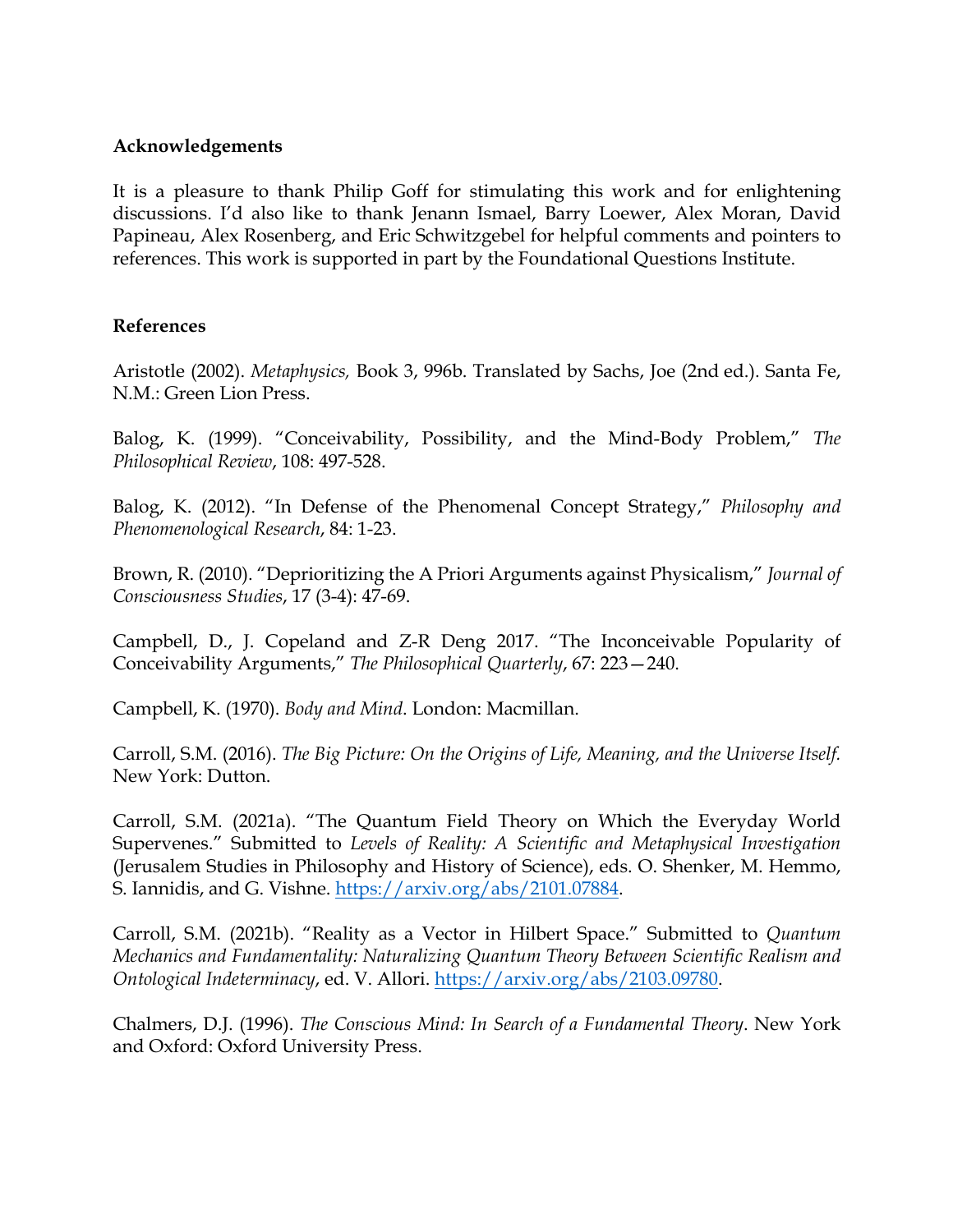## Acknowledgements

It is a pleasure to thank Philip Goff for stimulating this work and for enlightening discussions. I'd also like to thank Jenann Ismael, Barry Loewer, Alex Moran, David Papineau, Alex Rosenberg, and Eric Schwitzgebel for helpful comments and pointers to references. This work is supported in part by the Foundational Questions Institute.

## References

Aristotle (2002). *Metaphysics,* Book 3, 996b. Translated by Sachs, Joe (2nd ed.). Santa Fe, N.M.: Green Lion Press.

Balog, K. (1999). "Conceivability, Possibility, and the Mind-Body Problem," *The Philosophical Review*, 108: 497-528.

Balog, K. (2012). "In Defense of the Phenomenal Concept Strategy," *Philosophy and Phenomenological Research*, 84: 1-23.

Brown, R. (2010). "Deprioritizing the A Priori Arguments against Physicalism," *Journal of Consciousness Studies*, 17 (3-4): 47-69.

Campbell, D., J. Copeland and Z-R Deng 2017. "The Inconceivable Popularity of Conceivability Arguments," *The Philosophical Quarterly*, 67: 223—240.

Campbell, K. (1970). *Body and Mind*. London: Macmillan.

Carroll, S.M. (2016). *The Big Picture: On the Origins of Life, Meaning, and the Universe Itself.* New York: Dutton.

Carroll, S.M. (2021a). "The Quantum Field Theory on Which the Everyday World Supervenes." Submitted to *Levels of Reality: A Scientific and Metaphysical Investigation* (Jerusalem Studies in Philosophy and History of Science), eds. O. Shenker, M. Hemmo, S. Iannidis, and G. Vishne. https://arxiv.org/abs/2101.07884.

Carroll, S.M. (2021b). "Reality as a Vector in Hilbert Space." Submitted to *Quantum Mechanics and Fundamentality: Naturalizing Quantum Theory Between Scientific Realism and Ontological Indeterminacy*, ed. V. Allori. https://arxiv.org/abs/2103.09780.

Chalmers, D.J. (1996). *The Conscious Mind: In Search of a Fundamental Theory*. New York and Oxford: Oxford University Press.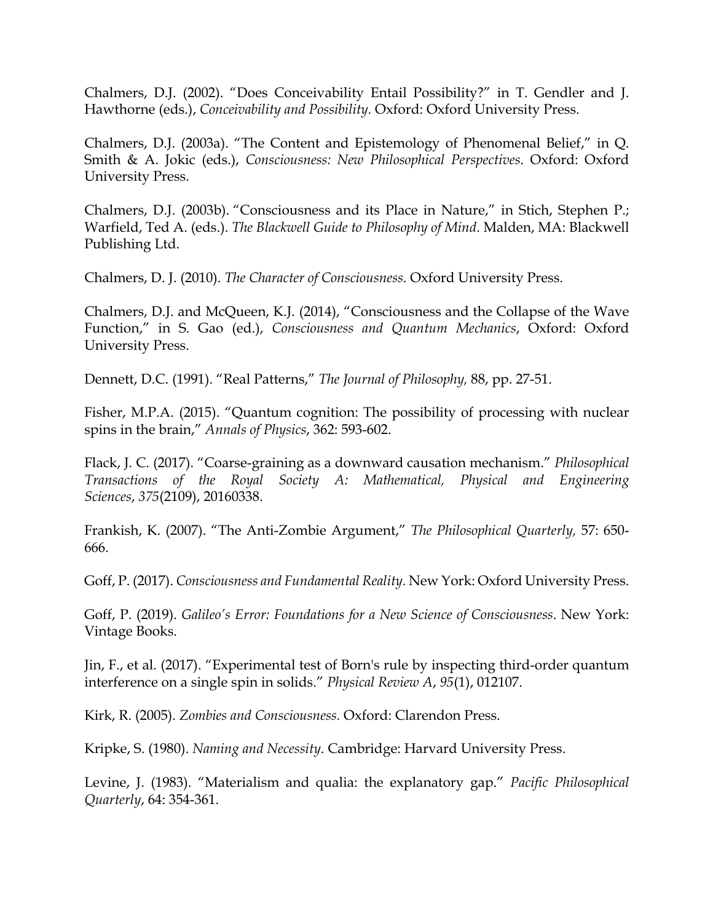Chalmers, D.J. (2002). "Does Conceivability Entail Possibility?" in T. Gendler and J. Hawthorne (eds.), *Conceivability and Possibility*. Oxford: Oxford University Press.

Chalmers, D.J. (2003a). "The Content and Epistemology of Phenomenal Belief," in Q. Smith & A. Jokic (eds.), *Consciousness: New Philosophical Perspectives*. Oxford: Oxford University Press.

Chalmers, D.J. (2003b). "Consciousness and its Place in Nature," in Stich, Stephen P.; Warfield, Ted A. (eds.). *The Blackwell Guide to Philosophy of Mind*. Malden, MA: Blackwell Publishing Ltd.

Chalmers, D. J. (2010). *The Character of Consciousness*. Oxford University Press.

Chalmers, D.J. and McQueen, K.J. (2014), "Consciousness and the Collapse of the Wave Function," in S. Gao (ed.), *Consciousness and Quantum Mechanics*, Oxford: Oxford University Press.

Dennett, D.C. (1991). "Real Patterns," *The Journal of Philosophy,* 88, pp. 27-51.

Fisher, M.P.A. (2015). "Quantum cognition: The possibility of processing with nuclear spins in the brain," *Annals of Physics*, 362: 593-602.

Flack, J. C. (2017). "Coarse-graining as a downward causation mechanism." *Philosophical Transactions of the Royal Society A: Mathematical, Physical and Engineering Sciences*, *375*(2109), 20160338.

Frankish, K. (2007). "The Anti-Zombie Argument," *The Philosophical Quarterly,* 57: 650-666.

Goff, P. (2017). *Consciousness and Fundamental Reality*. New York: Oxford University Press.

Goff, P. (2019). *Galileo's Error: Foundations for a New Science of Consciousness*. New York: Vintage Books.

Jin, F., et al. (2017). "Experimental test of Born's rule by inspecting third-order quantum interference on a single spin in solids." *Physical Review A*, *95*(1), 012107.

Kirk, R. (2005). *Zombies and Consciousness.* Oxford: Clarendon Press.

Kripke, S. (1980). *Naming and Necessity*. Cambridge: Harvard University Press.

Levine, J. (1983). "Materialism and qualia: the explanatory gap." *Pacific Philosophical Quarterly*, 64: 354-361.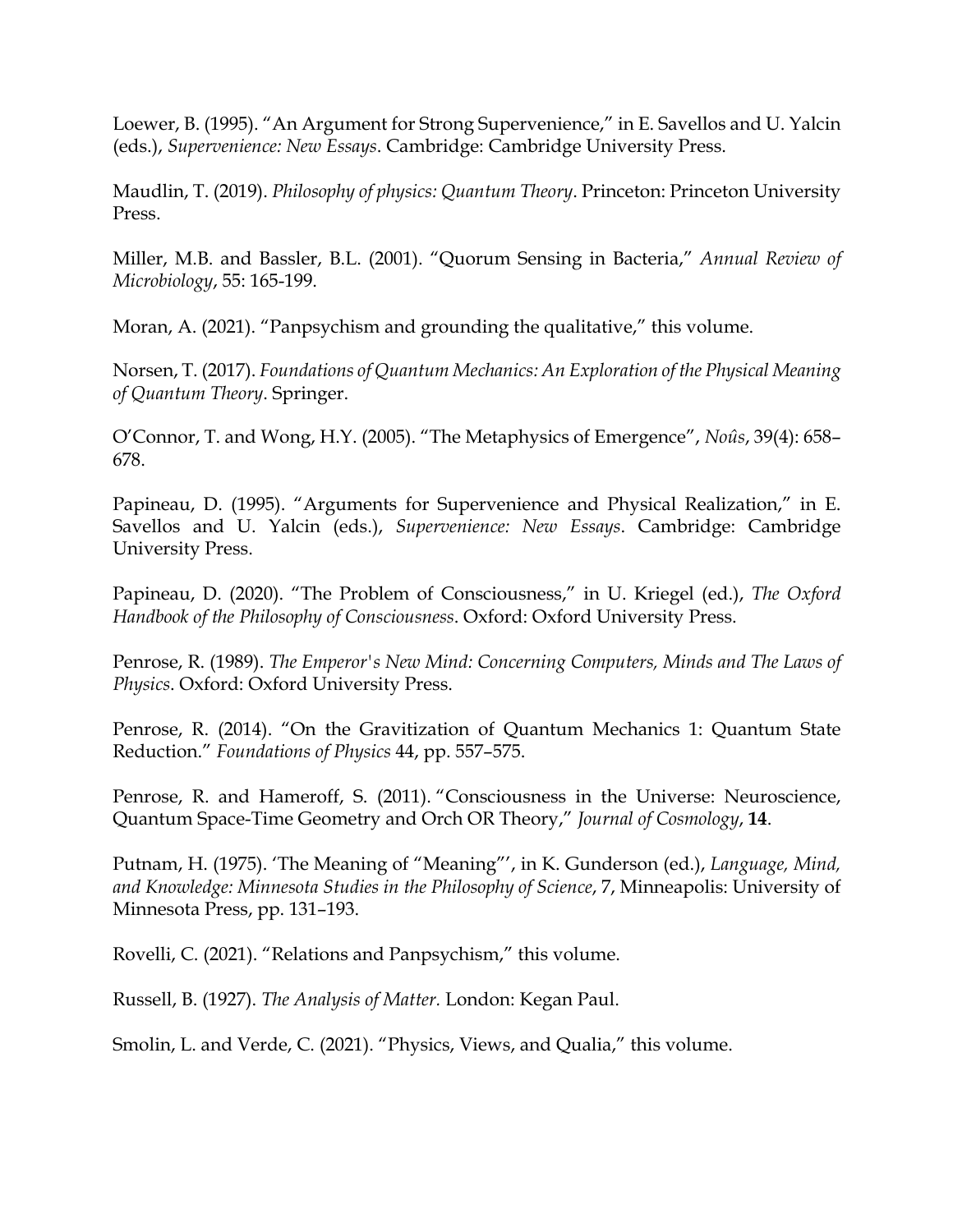Loewer, B. (1995). "An Argument for Strong Supervenience," in E. Savellos and U. Yalcin (eds.), *Supervenience: New Essays*. Cambridge: Cambridge University Press.

Maudlin, T. (2019). *Philosophy of physics: Quantum Theory*. Princeton: Princeton University Press.

Miller, M.B. and Bassler, B.L. (2001). "Quorum Sensing in Bacteria," *Annual Review of Microbiology*, 55: 165-199.

Moran, A. (2021). "Panpsychism and grounding the qualitative," this volume.

Norsen, T. (2017). *Foundations of Quantum Mechanics: An Exploration of the Physical Meaning of Quantum Theory*. Springer.

O'Connor, T. and Wong, H.Y. (2005). "The Metaphysics of Emergence", *Noûs*, 39(4): 658–678.

Papineau, D. (1995). "Arguments for Supervenience and Physical Realization," in E. Savellos and U. Yalcin (eds.), *Supervenience: New Essays*. Cambridge: Cambridge University Press.

Papineau, D. (2020). "The Problem of Consciousness," in U. Kriegel (ed.), *The Oxford Handbook of the Philosophy of Consciousness*. Oxford: Oxford University Press.

Penrose, R. (1989). *The Emperor's New Mind: Concerning Computers, Minds and The Laws of Physics*. Oxford: Oxford University Press.

Penrose, R. (2014). "On the Gravitization of Quantum Mechanics 1: Quantum State Reduction." *Foundations of Physics* 44, pp. 557–575.

Penrose, R. and Hameroff, S. (2011). "Consciousness in the Universe: Neuroscience, Quantum Space-Time Geometry and Orch OR Theory," *Journal of Cosmology*, **14**.

Putnam, H. (1975). 'The Meaning of "Meaning"', in K. Gunderson (ed.), *Language, Mind, and Knowledge: Minnesota Studies in the Philosophy of Science*, 7, Minneapolis: University of Minnesota Press, pp. 131–193.

Rovelli, C. (2021). "Relations and Panpsychism," this volume.

Russell, B. (1927). *The Analysis of Matter.* London: Kegan Paul.

Smolin, L. and Verde, C. (2021). "Physics, Views, and Qualia," this volume.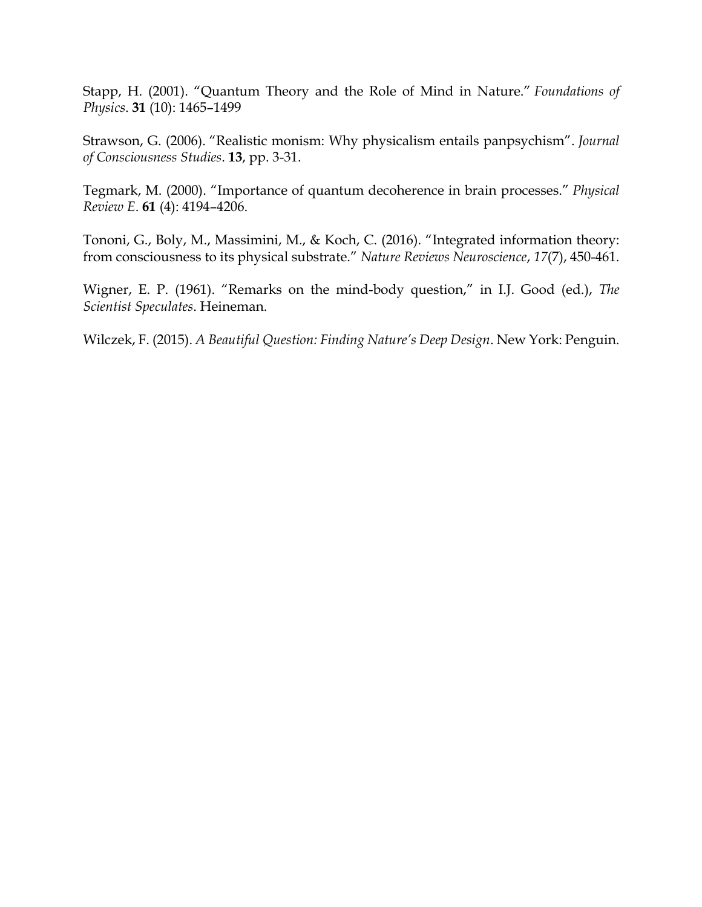Stapp, H. (2001). "Quantum Theory and the Role of Mind in Nature." *Foundations of Physics*. **31** (10): 1465–1499

Strawson, G. (2006). "Realistic monism: Why physicalism entails panpsychism". *Journal of Consciousness Studies*. **13**, pp. 3-31.

Tegmark, M. (2000). "Importance of quantum decoherence in brain processes." *Physical Review E*. **61** (4): 4194–4206.

Tononi, G., Boly, M., Massimini, M., & Koch, C. (2016). "Integrated information theory: from consciousness to its physical substrate." *Nature Reviews Neuroscience*, *17*(7), 450-461.

Wigner, E. P. (1961). "Remarks on the mind-body question," in I.J. Good (ed.), *The Scientist Speculates*. Heineman.

Wilczek, F. (2015). *A Beautiful Question: Finding Nature's Deep Design*. New York: Penguin.